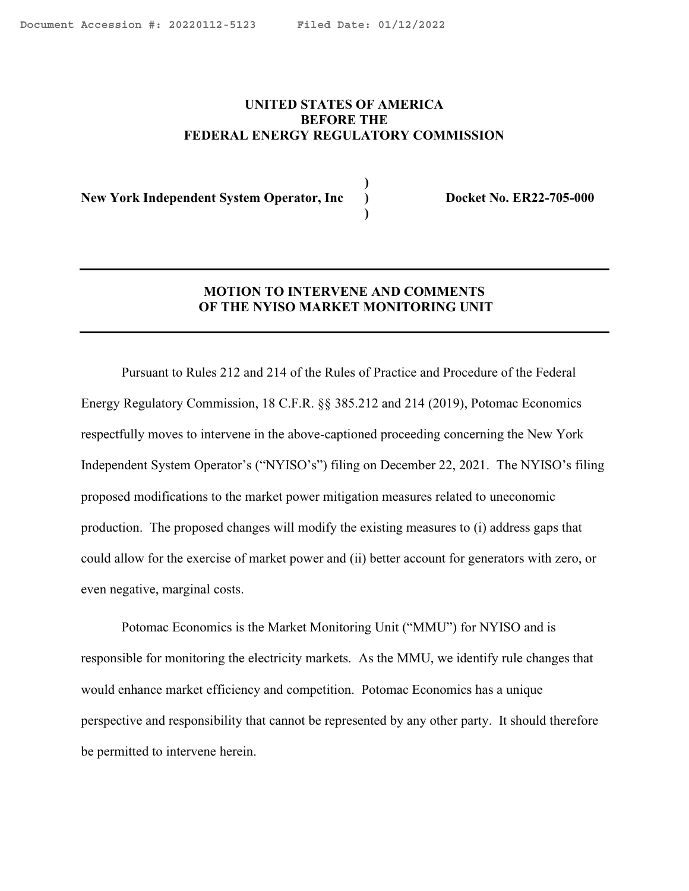**UNITED STATES OF AMERICA**
**BEFORE THE**
**FEDERAL ENERGY REGULATORY COMMISSION**

| | | |
|---|---|---|
| **New York Independent System Operator, Inc** | **)** **)** **)** | **Docket No. ER22-705-000** |

# MOTION TO INTERVENE AND COMMENTS OF THE NYISO MARKET MONITORING UNIT

Pursuant to Rules 212 and 214 of the Rules of Practice and Procedure of the Federal Energy Regulatory Commission, 18 C.F.R. §§ 385.212 and 214 (2019), Potomac Economics respectfully moves to intervene in the above-captioned proceeding concerning the New York Independent System Operator's ("NYISO's") filing on December 22, 2021. The NYISO's filing proposed modifications to the market power mitigation measures related to uneconomic production. The proposed changes will modify the existing measures to (i) address gaps that could allow for the exercise of market power and (ii) better account for generators with zero, or even negative, marginal costs.

Potomac Economics is the Market Monitoring Unit ("MMU") for NYISO and is responsible for monitoring the electricity markets. As the MMU, we identify rule changes that would enhance market efficiency and competition. Potomac Economics has a unique perspective and responsibility that cannot be represented by any other party. It should therefore be permitted to intervene herein.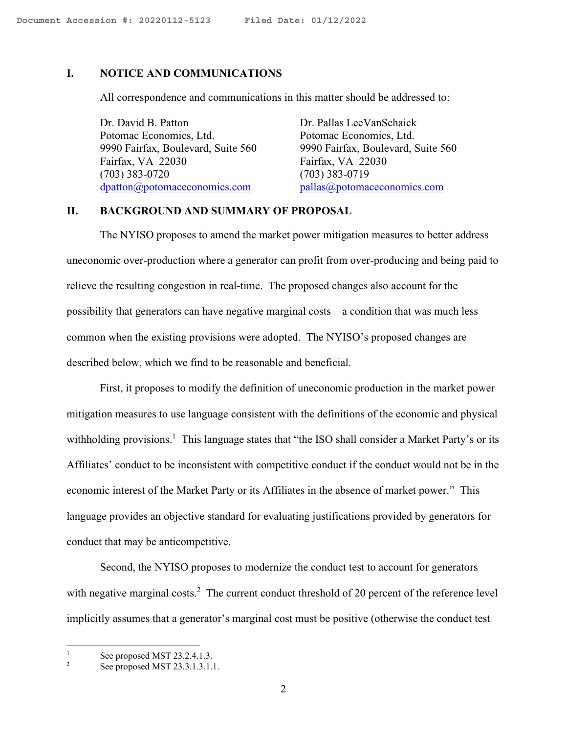## I. NOTICE AND COMMUNICATIONS

All correspondence and communications in this matter should be addressed to:

Dr. David B. Patton
Potomac Economics, Ltd.
9990 Fairfax, Boulevard, Suite 560
Fairfax, VA 22030
(703) 383-0720
dpatton@potomaceconomics.com

Dr. Pallas LeeVanSchaick
Potomac Economics, Ltd.
9990 Fairfax, Boulevard, Suite 560
Fairfax, VA 22030
(703) 383-0719
pallas@potomaceconomics.com

## II. BACKGROUND AND SUMMARY OF PROPOSAL

The NYISO proposes to amend the market power mitigation measures to better address uneconomic over-production where a generator can profit from over-producing and being paid to relieve the resulting congestion in real-time. The proposed changes also account for the possibility that generators can have negative marginal costs—a condition that was much less common when the existing provisions were adopted. The NYISO's proposed changes are described below, which we find to be reasonable and beneficial.

First, it proposes to modify the definition of uneconomic production in the market power mitigation measures to use language consistent with the definitions of the economic and physical withholding provisions.[1] This language states that "the ISO shall consider a Market Party's or its Affiliates' conduct to be inconsistent with competitive conduct if the conduct would not be in the economic interest of the Market Party or its Affiliates in the absence of market power." This language provides an objective standard for evaluating justifications provided by generators for conduct that may be anticompetitive.

Second, the NYISO proposes to modernize the conduct test to account for generators with negative marginal costs.[2] The current conduct threshold of 20 percent of the reference level implicitly assumes that a generator's marginal cost must be positive (otherwise the conduct test

---

[1] See proposed MST 23.2.4.1.3.

[2] See proposed MST 23.3.1.3.1.1.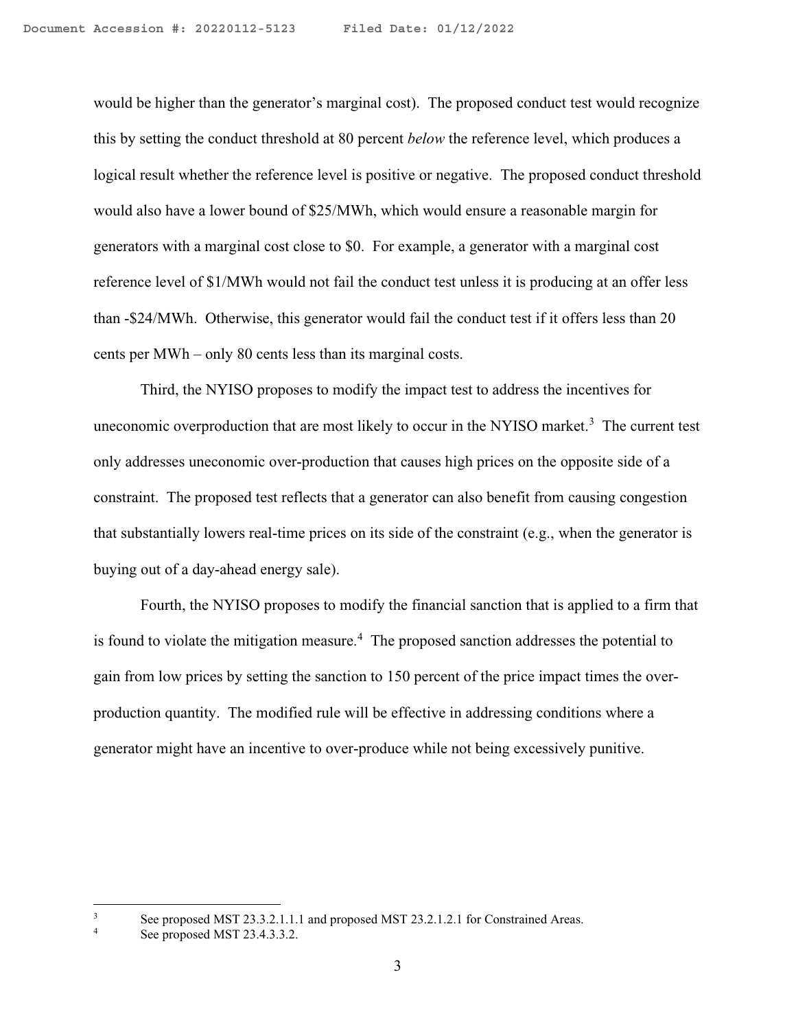would be higher than the generator's marginal cost). The proposed conduct test would recognize this by setting the conduct threshold at 80 percent *below* the reference level, which produces a logical result whether the reference level is positive or negative. The proposed conduct threshold would also have a lower bound of \$25/MWh, which would ensure a reasonable margin for generators with a marginal cost close to \$0. For example, a generator with a marginal cost reference level of \$1/MWh would not fail the conduct test unless it is producing at an offer less than -\$24/MWh. Otherwise, this generator would fail the conduct test if it offers less than 20 cents per MWh – only 80 cents less than its marginal costs.

Third, the NYISO proposes to modify the impact test to address the incentives for uneconomic overproduction that are most likely to occur in the NYISO market.[3] The current test only addresses uneconomic over-production that causes high prices on the opposite side of a constraint. The proposed test reflects that a generator can also benefit from causing congestion that substantially lowers real-time prices on its side of the constraint (e.g., when the generator is buying out of a day-ahead energy sale).

Fourth, the NYISO proposes to modify the financial sanction that is applied to a firm that is found to violate the mitigation measure.[4] The proposed sanction addresses the potential to gain from low prices by setting the sanction to 150 percent of the price impact times the over-production quantity. The modified rule will be effective in addressing conditions where a generator might have an incentive to over-produce while not being excessively punitive.

---

[3] See proposed MST 23.3.2.1.1.1 and proposed MST 23.2.1.2.1 for Constrained Areas.

[4] See proposed MST 23.4.3.3.2.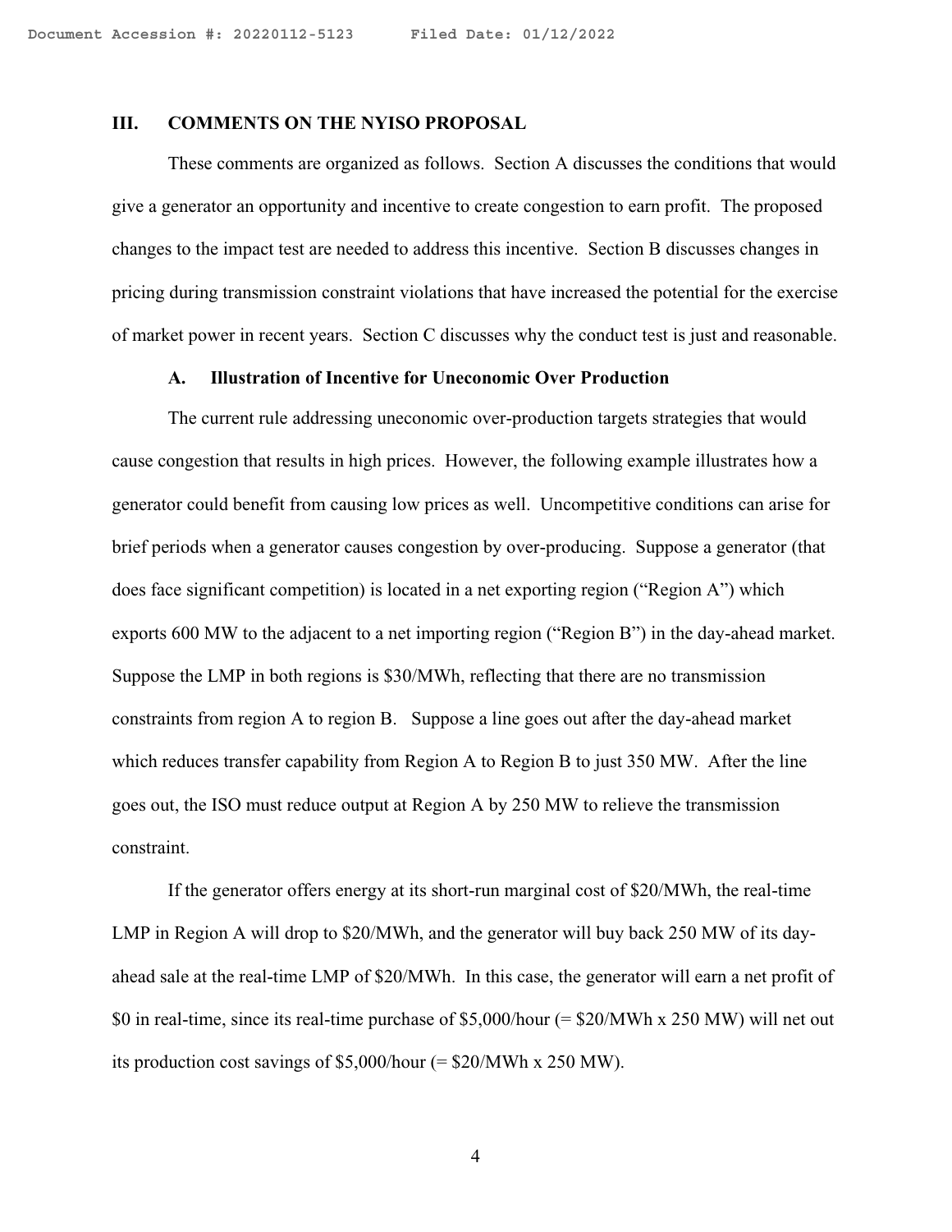## III. COMMENTS ON THE NYISO PROPOSAL

These comments are organized as follows. Section A discusses the conditions that would give a generator an opportunity and incentive to create congestion to earn profit. The proposed changes to the impact test are needed to address this incentive. Section B discusses changes in pricing during transmission constraint violations that have increased the potential for the exercise of market power in recent years. Section C discusses why the conduct test is just and reasonable.

### A. Illustration of Incentive for Uneconomic Over Production

The current rule addressing uneconomic over-production targets strategies that would cause congestion that results in high prices. However, the following example illustrates how a generator could benefit from causing low prices as well. Uncompetitive conditions can arise for brief periods when a generator causes congestion by over-producing. Suppose a generator (that does face significant competition) is located in a net exporting region ("Region A") which exports 600 MW to the adjacent to a net importing region ("Region B") in the day-ahead market. Suppose the LMP in both regions is $30/MWh, reflecting that there are no transmission constraints from region A to region B. Suppose a line goes out after the day-ahead market which reduces transfer capability from Region A to Region B to just 350 MW. After the line goes out, the ISO must reduce output at Region A by 250 MW to relieve the transmission constraint.

If the generator offers energy at its short-run marginal cost of $20/MWh, the real-time LMP in Region A will drop to $20/MWh, and the generator will buy back 250 MW of its day-ahead sale at the real-time LMP of $20/MWh. In this case, the generator will earn a net profit of $0 in real-time, since its real-time purchase of $5,000/hour (= $20/MWh x 250 MW) will net out its production cost savings of $5,000/hour (= $20/MWh x 250 MW).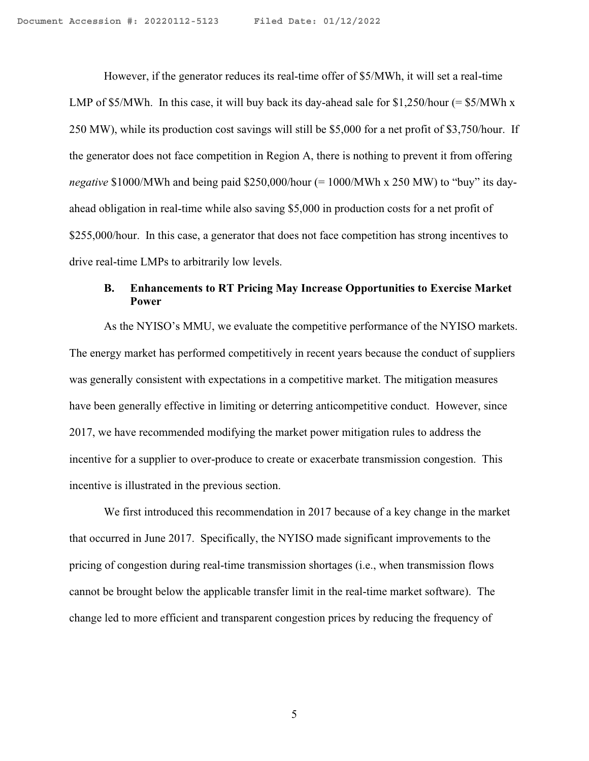However, if the generator reduces its real-time offer of $5/MWh, it will set a real-time LMP of $5/MWh. In this case, it will buy back its day-ahead sale for $1,250/hour (= $5/MWh x 250 MW), while its production cost savings will still be $5,000 for a net profit of $3,750/hour. If the generator does not face competition in Region A, there is nothing to prevent it from offering *negative* $1000/MWh and being paid $250,000/hour (= 1000/MWh x 250 MW) to "buy" its day-ahead obligation in real-time while also saving $5,000 in production costs for a net profit of $255,000/hour. In this case, a generator that does not face competition has strong incentives to drive real-time LMPs to arbitrarily low levels.

### B. Enhancements to RT Pricing May Increase Opportunities to Exercise Market Power

As the NYISO's MMU, we evaluate the competitive performance of the NYISO markets. The energy market has performed competitively in recent years because the conduct of suppliers was generally consistent with expectations in a competitive market. The mitigation measures have been generally effective in limiting or deterring anticompetitive conduct. However, since 2017, we have recommended modifying the market power mitigation rules to address the incentive for a supplier to over-produce to create or exacerbate transmission congestion. This incentive is illustrated in the previous section.

We first introduced this recommendation in 2017 because of a key change in the market that occurred in June 2017. Specifically, the NYISO made significant improvements to the pricing of congestion during real-time transmission shortages (i.e., when transmission flows cannot be brought below the applicable transfer limit in the real-time market software). The change led to more efficient and transparent congestion prices by reducing the frequency of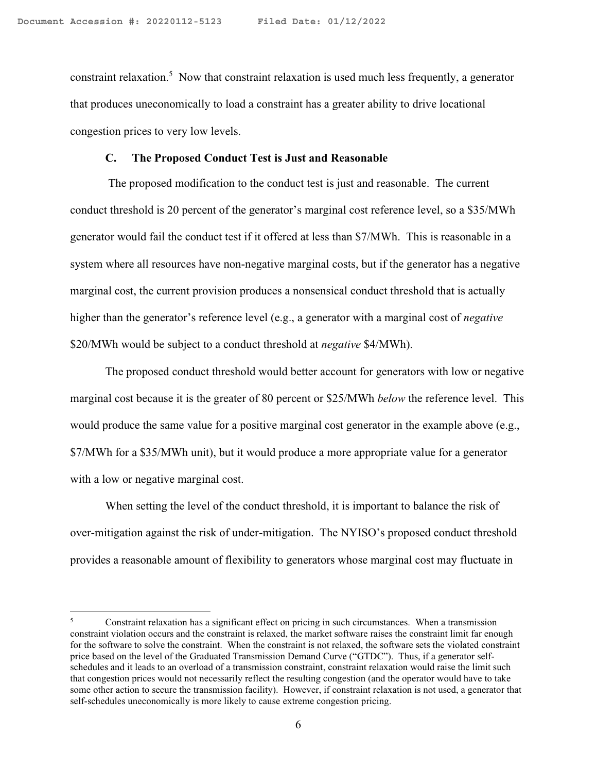constraint relaxation.[5] Now that constraint relaxation is used much less frequently, a generator that produces uneconomically to load a constraint has a greater ability to drive locational congestion prices to very low levels.

### C. The Proposed Conduct Test is Just and Reasonable

The proposed modification to the conduct test is just and reasonable. The current conduct threshold is 20 percent of the generator's marginal cost reference level, so a \$35/MWh generator would fail the conduct test if it offered at less than \$7/MWh. This is reasonable in a system where all resources have non-negative marginal costs, but if the generator has a negative marginal cost, the current provision produces a nonsensical conduct threshold that is actually higher than the generator's reference level (e.g., a generator with a marginal cost of *negative* \$20/MWh would be subject to a conduct threshold at *negative* \$4/MWh).

The proposed conduct threshold would better account for generators with low or negative marginal cost because it is the greater of 80 percent or \$25/MWh *below* the reference level. This would produce the same value for a positive marginal cost generator in the example above (e.g., \$7/MWh for a \$35/MWh unit), but it would produce a more appropriate value for a generator with a low or negative marginal cost.

When setting the level of the conduct threshold, it is important to balance the risk of over-mitigation against the risk of under-mitigation. The NYISO's proposed conduct threshold provides a reasonable amount of flexibility to generators whose marginal cost may fluctuate in

---

[5] Constraint relaxation has a significant effect on pricing in such circumstances. When a transmission constraint violation occurs and the constraint is relaxed, the market software raises the constraint limit far enough for the software to solve the constraint. When the constraint is not relaxed, the software sets the violated constraint price based on the level of the Graduated Transmission Demand Curve ("GTDC"). Thus, if a generator self-schedules and it leads to an overload of a transmission constraint, constraint relaxation would raise the limit such that congestion prices would not necessarily reflect the resulting congestion (and the operator would have to take some other action to secure the transmission facility). However, if constraint relaxation is not used, a generator that self-schedules uneconomically is more likely to cause extreme congestion pricing.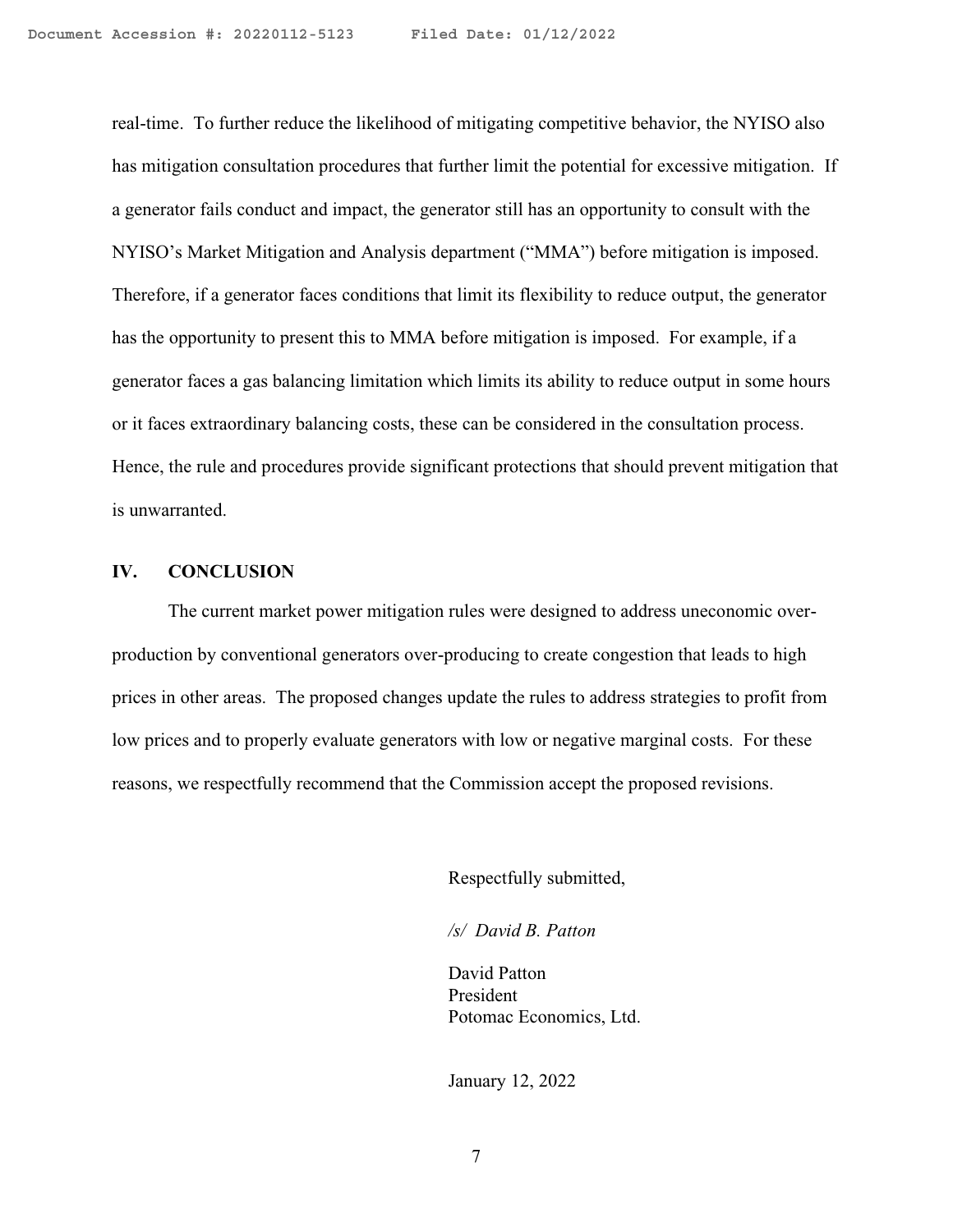real-time. To further reduce the likelihood of mitigating competitive behavior, the NYISO also has mitigation consultation procedures that further limit the potential for excessive mitigation. If a generator fails conduct and impact, the generator still has an opportunity to consult with the NYISO's Market Mitigation and Analysis department ("MMA") before mitigation is imposed. Therefore, if a generator faces conditions that limit its flexibility to reduce output, the generator has the opportunity to present this to MMA before mitigation is imposed. For example, if a generator faces a gas balancing limitation which limits its ability to reduce output in some hours or it faces extraordinary balancing costs, these can be considered in the consultation process. Hence, the rule and procedures provide significant protections that should prevent mitigation that is unwarranted.

## IV. CONCLUSION

The current market power mitigation rules were designed to address uneconomic over-production by conventional generators over-producing to create congestion that leads to high prices in other areas. The proposed changes update the rules to address strategies to profit from low prices and to properly evaluate generators with low or negative marginal costs. For these reasons, we respectfully recommend that the Commission accept the proposed revisions.

Respectfully submitted,

*/s/ David B. Patton*

David Patton
President
Potomac Economics, Ltd.

January 12, 2022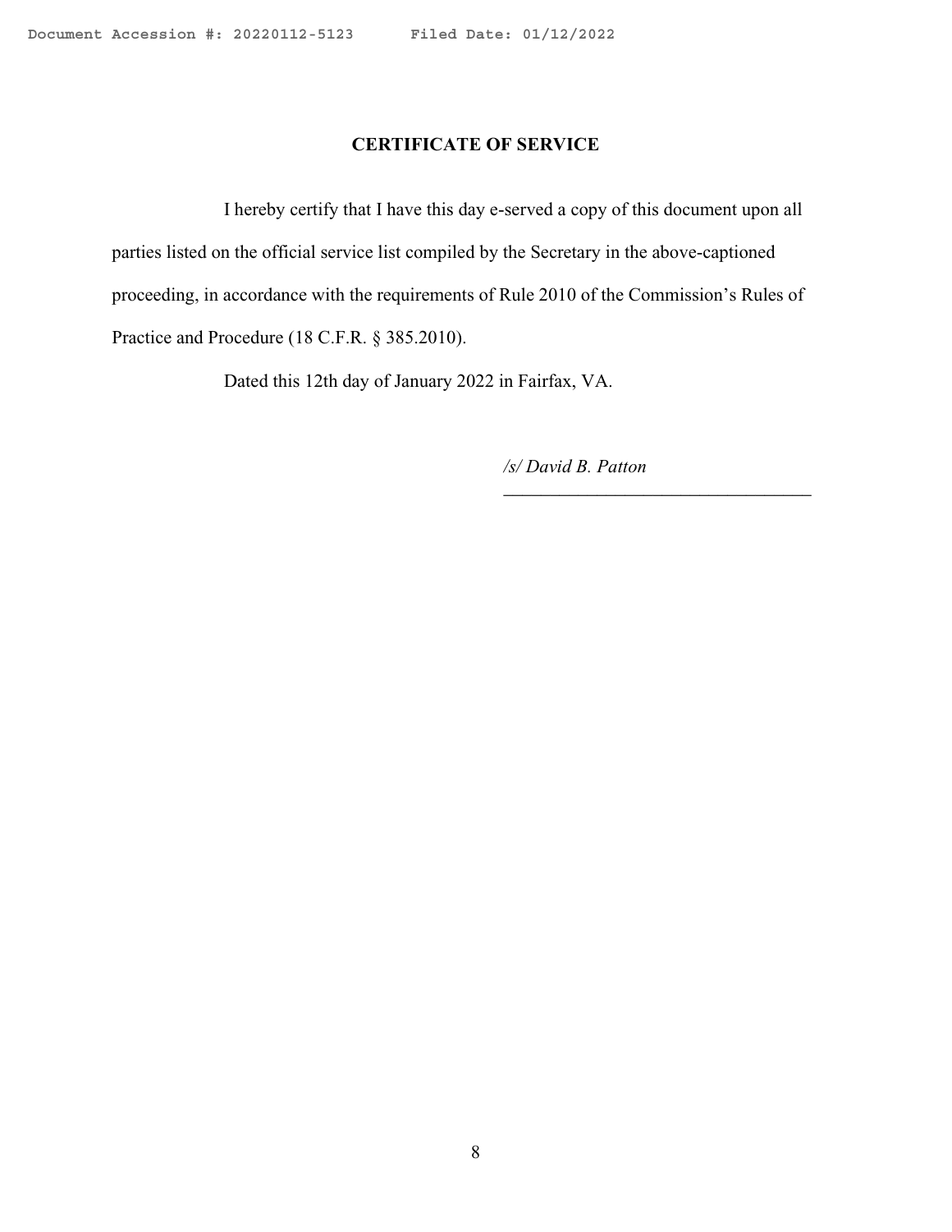## CERTIFICATE OF SERVICE

I hereby certify that I have this day e-served a copy of this document upon all parties listed on the official service list compiled by the Secretary in the above-captioned proceeding, in accordance with the requirements of Rule 2010 of the Commission's Rules of Practice and Procedure (18 C.F.R. § 385.2010).

Dated this 12th day of January 2022 in Fairfax, VA.

*/s/ David B. Patton*

\_\_\_\_\_\_\_\_\_\_\_\_\_\_\_\_\_\_\_\_\_\_\_\_\_\_\_\_\_\_\_\_\_\_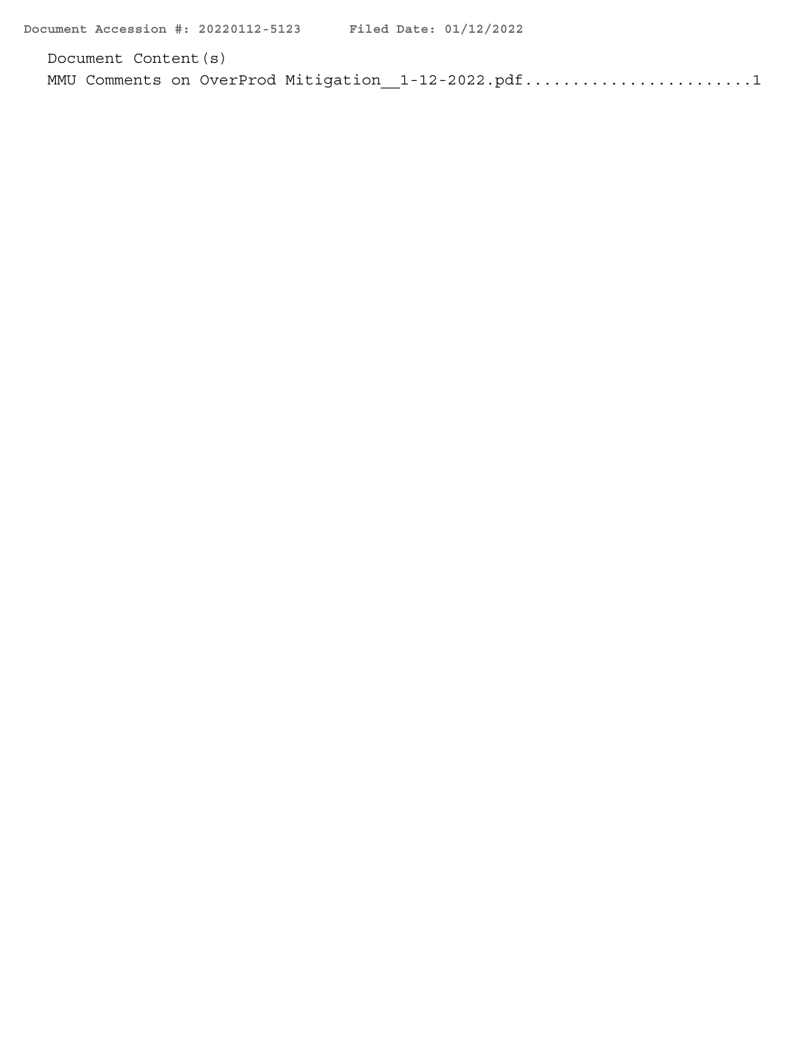Document Accession #: 20220112-5123      Filed Date: 01/12/2022

Document Content(s)

MMU Comments on OverProd Mitigation__1-12-2022.pdf........................1